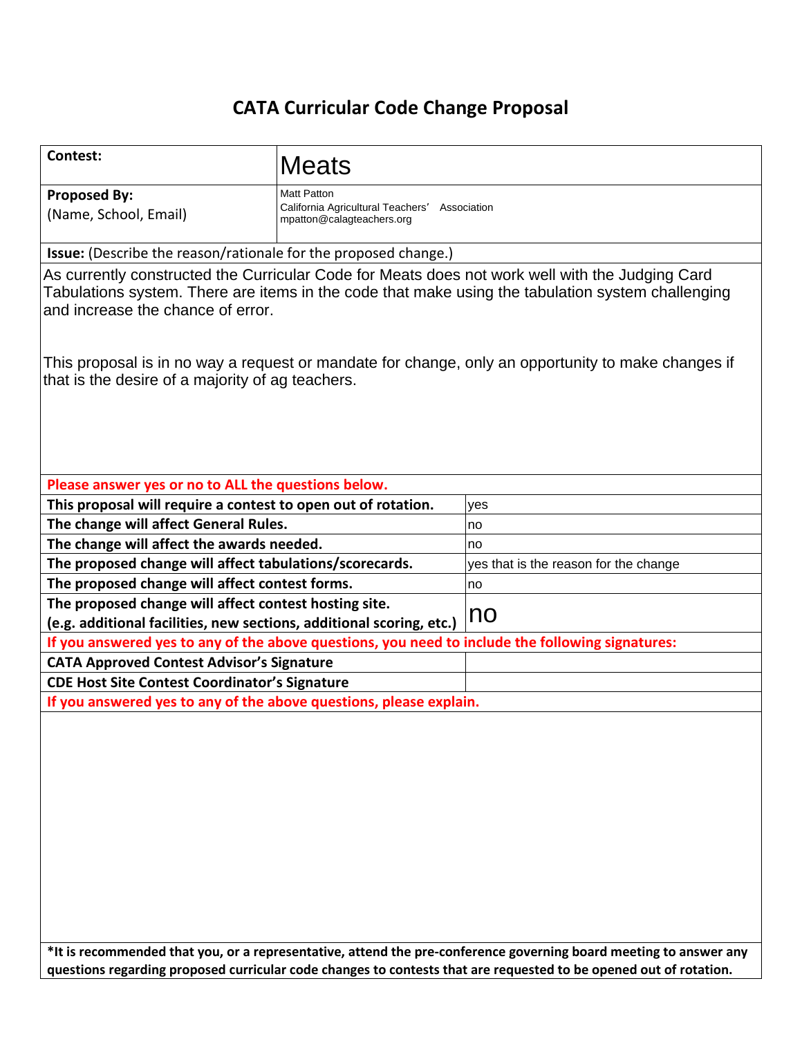# CATA Curricular Code Change Proposal

| Contest: | Meats |
|---|---|
| **Proposed By:** (Name, School, Email) | Matt Patton<br>California Agricultural Teachers' Association<br>mpatton@calagteachers.org |

**Issue:** (Describe the reason/rationale for the proposed change.)

As currently constructed the Curricular Code for Meats does not work well with the Judging Card Tabulations system. There are items in the code that make using the tabulation system challenging and increase the chance of error.

This proposal is in no way a request or mandate for change, only an opportunity to make changes if that is the desire of a majority of ag teachers.

**Please answer yes or no to ALL the questions below.**

| Question | Answer |
|---|---|
| **This proposal will require a contest to open out of rotation.** | yes |
| **The change will affect General Rules.** | no |
| **The change will affect the awards needed.** | no |
| **The proposed change will affect tabulations/scorecards.** | yes that is the reason for the change |
| **The proposed change will affect contest forms.** | no |
| **The proposed change will affect contest hosting site.** **(e.g. additional facilities, new sections, additional scoring, etc.)** | no |

**If you answered yes to any of the above questions, you need to include the following signatures:**

| Signature | |
|---|---|
| **CATA Approved Contest Advisor's Signature** | |
| **CDE Host Site Contest Coordinator's Signature** | |

**If you answered yes to any of the above questions, please explain.**

***It is recommended that you, or a representative, attend the pre-conference governing board meeting to answer any questions regarding proposed curricular code changes to contests that are requested to be opened out of rotation.**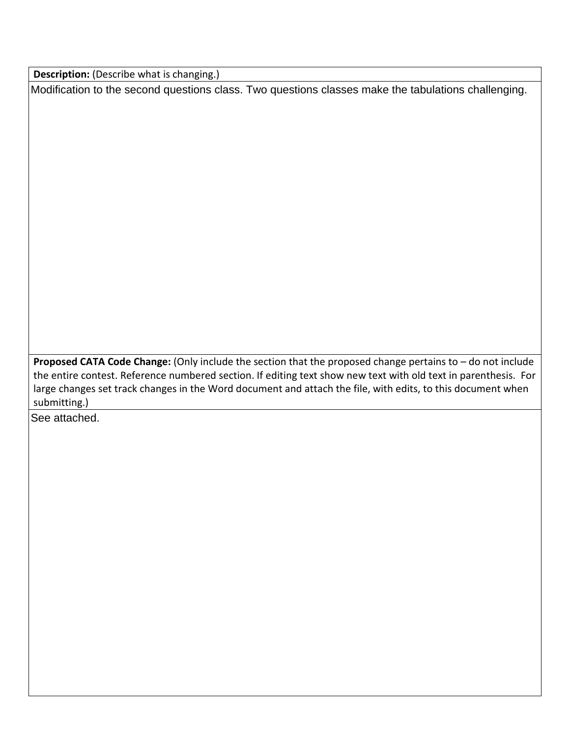**Description:** (Describe what is changing.)

Modification to the second questions class. Two questions classes make the tabulations challenging.

**Proposed CATA Code Change:** (Only include the section that the proposed change pertains to – do not include the entire contest. Reference numbered section. If editing text show new text with old text in parenthesis. For large changes set track changes in the Word document and attach the file, with edits, to this document when submitting.)

See attached.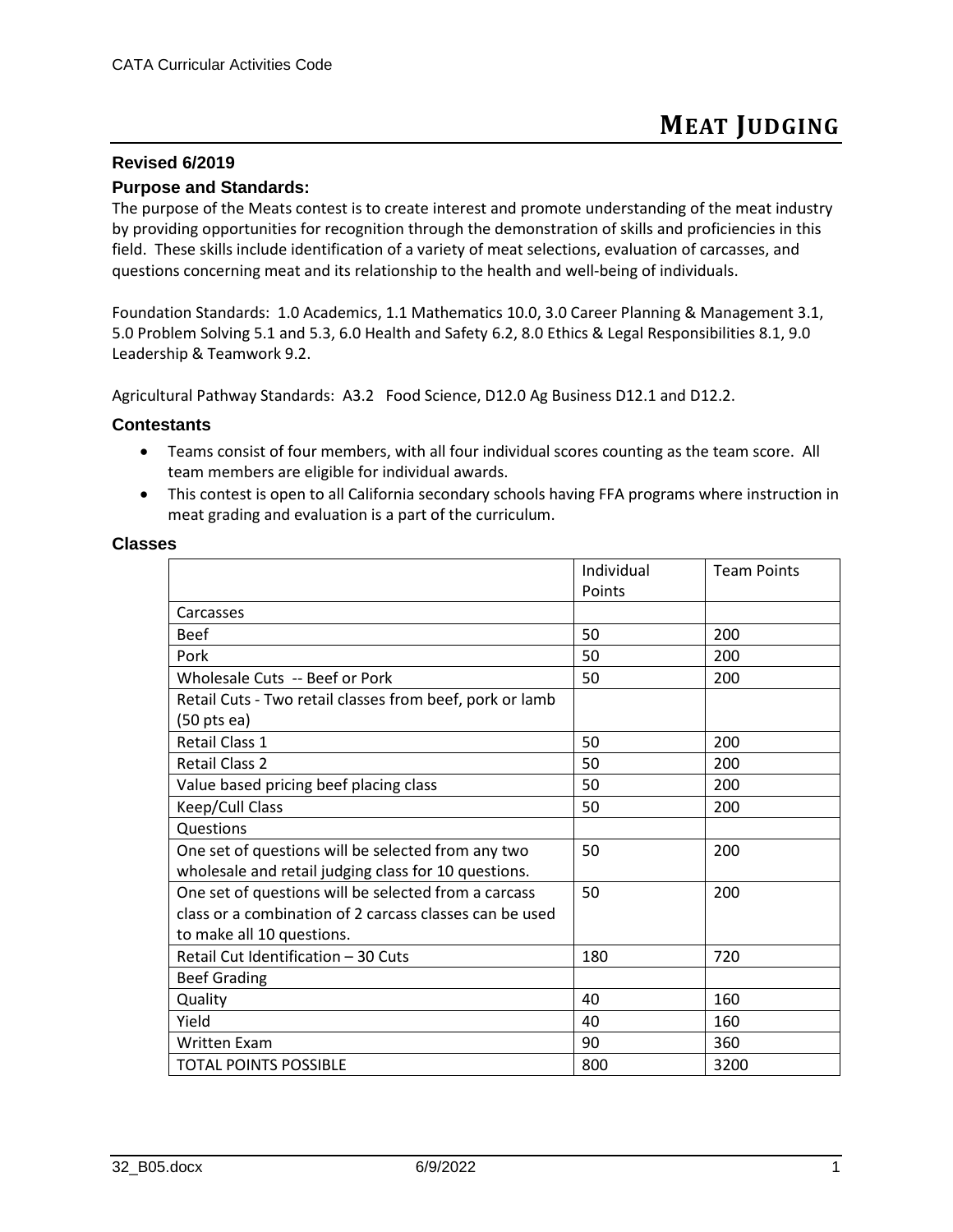# MEAT JUDGING

**Revised 6/2019**

### Purpose and Standards:

The purpose of the Meats contest is to create interest and promote understanding of the meat industry by providing opportunities for recognition through the demonstration of skills and proficiencies in this field. These skills include identification of a variety of meat selections, evaluation of carcasses, and questions concerning meat and its relationship to the health and well-being of individuals.

Foundation Standards: 1.0 Academics, 1.1 Mathematics 10.0, 3.0 Career Planning & Management 3.1, 5.0 Problem Solving 5.1 and 5.3, 6.0 Health and Safety 6.2, 8.0 Ethics & Legal Responsibilities 8.1, 9.0 Leadership & Teamwork 9.2.

Agricultural Pathway Standards: A3.2 Food Science, D12.0 Ag Business D12.1 and D12.2.

### Contestants

- Teams consist of four members, with all four individual scores counting as the team score. All team members are eligible for individual awards.
- This contest is open to all California secondary schools having FFA programs where instruction in meat grading and evaluation is a part of the curriculum.

### Classes

| | Individual Points | Team Points |
|---|---|---|
| Carcasses | | |
| Beef | 50 | 200 |
| Pork | 50 | 200 |
| Wholesale Cuts -- Beef or Pork | 50 | 200 |
| Retail Cuts - Two retail classes from beef, pork or lamb (50 pts ea) | | |
| Retail Class 1 | 50 | 200 |
| Retail Class 2 | 50 | 200 |
| Value based pricing beef placing class | 50 | 200 |
| Keep/Cull Class | 50 | 200 |
| Questions | | |
| One set of questions will be selected from any two wholesale and retail judging class for 10 questions. | 50 | 200 |
| One set of questions will be selected from a carcass class or a combination of 2 carcass classes can be used to make all 10 questions. | 50 | 200 |
| Retail Cut Identification – 30 Cuts | 180 | 720 |
| Beef Grading | | |
| Quality | 40 | 160 |
| Yield | 40 | 160 |
| Written Exam | 90 | 360 |
| TOTAL POINTS POSSIBLE | 800 | 3200 |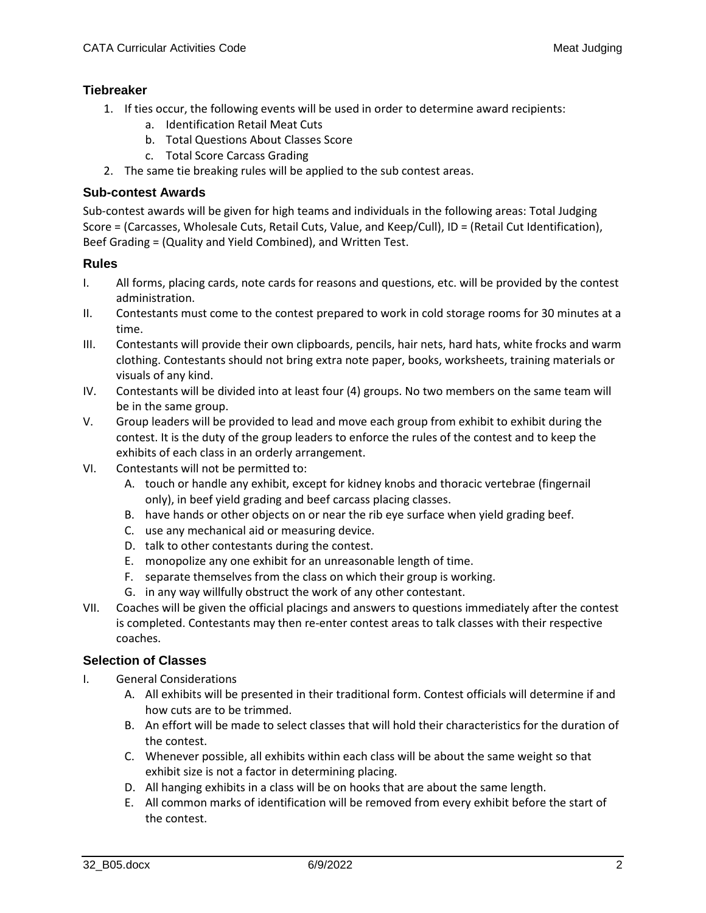### Tiebreaker

1. If ties occur, the following events will be used in order to determine award recipients:
    a. Identification Retail Meat Cuts
    b. Total Questions About Classes Score
    c. Total Score Carcass Grading
2. The same tie breaking rules will be applied to the sub contest areas.

### Sub-contest Awards

Sub-contest awards will be given for high teams and individuals in the following areas: Total Judging Score = (Carcasses, Wholesale Cuts, Retail Cuts, Value, and Keep/Cull), ID = (Retail Cut Identification), Beef Grading = (Quality and Yield Combined), and Written Test.

### Rules

I. All forms, placing cards, note cards for reasons and questions, etc. will be provided by the contest administration.

II. Contestants must come to the contest prepared to work in cold storage rooms for 30 minutes at a time.

III. Contestants will provide their own clipboards, pencils, hair nets, hard hats, white frocks and warm clothing. Contestants should not bring extra note paper, books, worksheets, training materials or visuals of any kind.

IV. Contestants will be divided into at least four (4) groups. No two members on the same team will be in the same group.

V. Group leaders will be provided to lead and move each group from exhibit to exhibit during the contest. It is the duty of the group leaders to enforce the rules of the contest and to keep the exhibits of each class in an orderly arrangement.

VI. Contestants will not be permitted to:
   A. touch or handle any exhibit, except for kidney knobs and thoracic vertebrae (fingernail only), in beef yield grading and beef carcass placing classes.
   B. have hands or other objects on or near the rib eye surface when yield grading beef.
   C. use any mechanical aid or measuring device.
   D. talk to other contestants during the contest.
   E. monopolize any one exhibit for an unreasonable length of time.
   F. separate themselves from the class on which their group is working.
   G. in any way willfully obstruct the work of any other contestant.

VII. Coaches will be given the official placings and answers to questions immediately after the contest is completed. Contestants may then re-enter contest areas to talk classes with their respective coaches.

### Selection of Classes

I. General Considerations
   A. All exhibits will be presented in their traditional form. Contest officials will determine if and how cuts are to be trimmed.
   B. An effort will be made to select classes that will hold their characteristics for the duration of the contest.
   C. Whenever possible, all exhibits within each class will be about the same weight so that exhibit size is not a factor in determining placing.
   D. All hanging exhibits in a class will be on hooks that are about the same length.
   E. All common marks of identification will be removed from every exhibit before the start of the contest.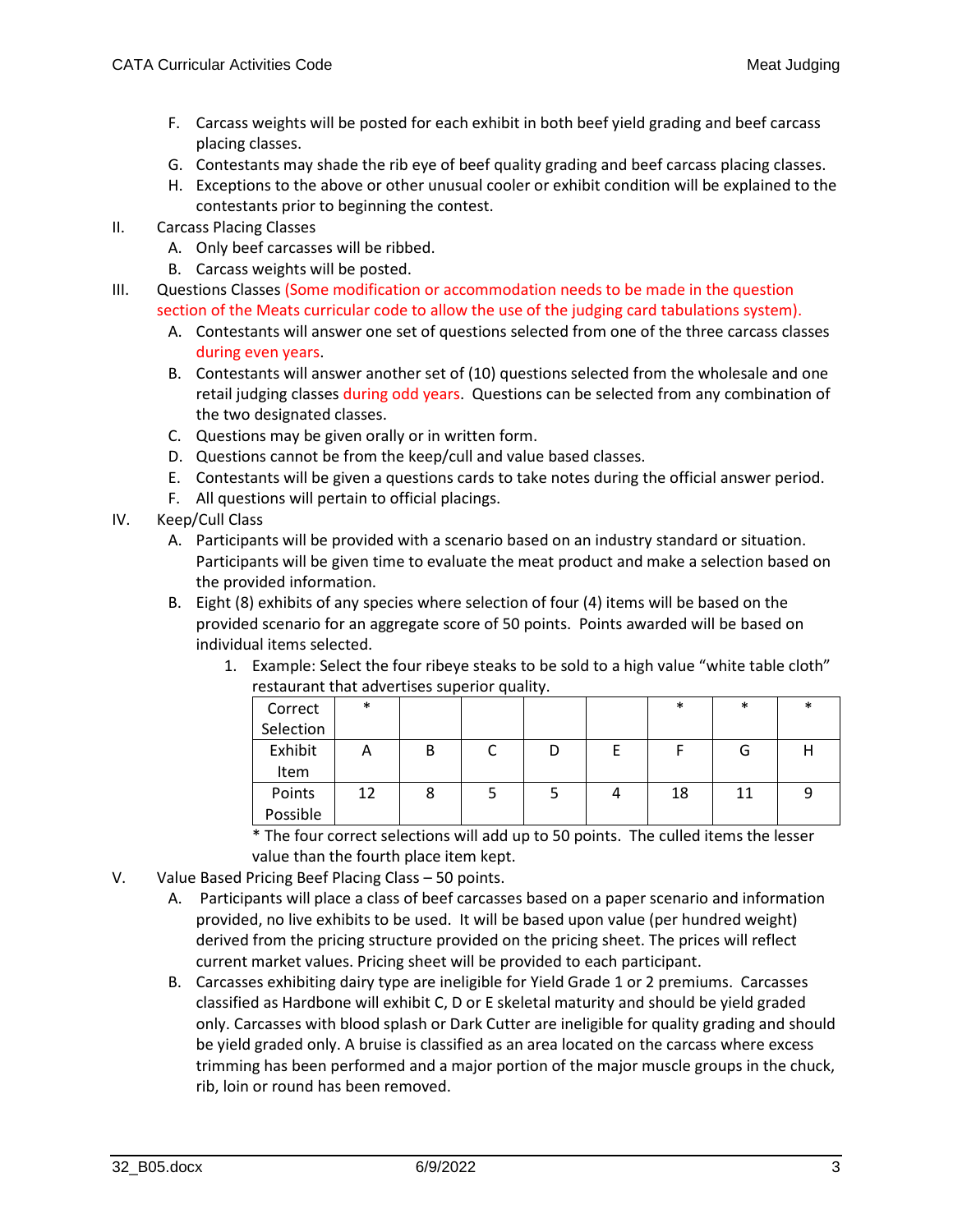F. Carcass weights will be posted for each exhibit in both beef yield grading and beef carcass placing classes.
G. Contestants may shade the rib eye of beef quality grading and beef carcass placing classes.
H. Exceptions to the above or other unusual cooler or exhibit condition will be explained to the contestants prior to beginning the contest.

II. Carcass Placing Classes
   A. Only beef carcasses will be ribbed.
   B. Carcass weights will be posted.

III. Questions Classes (Some modification or accommodation needs to be made in the question section of the Meats curricular code to allow the use of the judging card tabulations system).
   A. Contestants will answer one set of questions selected from one of the three carcass classes during even years.
   B. Contestants will answer another set of (10) questions selected from the wholesale and one retail judging classes during odd years. Questions can be selected from any combination of the two designated classes.
   C. Questions may be given orally or in written form.
   D. Questions cannot be from the keep/cull and value based classes.
   E. Contestants will be given a questions cards to take notes during the official answer period.
   F. All questions will pertain to official placings.

IV. Keep/Cull Class
   A. Participants will be provided with a scenario based on an industry standard or situation. Participants will be given time to evaluate the meat product and make a selection based on the provided information.
   B. Eight (8) exhibits of any species where selection of four (4) items will be based on the provided scenario for an aggregate score of 50 points. Points awarded will be based on individual items selected.
      1. Example: Select the four ribeye steaks to be sold to a high value "white table cloth" restaurant that advertises superior quality.

| Correct Selection | * | | | | | * | * | * |
|---|---|---|---|---|---|---|---|---|
| Exhibit Item | A | B | C | D | E | F | G | H |
| Points Possible | 12 | 8 | 5 | 5 | 4 | 18 | 11 | 9 |

* The four correct selections will add up to 50 points. The culled items the lesser value than the fourth place item kept.

V. Value Based Pricing Beef Placing Class – 50 points.
   A. Participants will place a class of beef carcasses based on a paper scenario and information provided, no live exhibits to be used. It will be based upon value (per hundred weight) derived from the pricing structure provided on the pricing sheet. The prices will reflect current market values. Pricing sheet will be provided to each participant.
   B. Carcasses exhibiting dairy type are ineligible for Yield Grade 1 or 2 premiums. Carcasses classified as Hardbone will exhibit C, D or E skeletal maturity and should be yield graded only. Carcasses with blood splash or Dark Cutter are ineligible for quality grading and should be yield graded only. A bruise is classified as an area located on the carcass where excess trimming has been performed and a major portion of the major muscle groups in the chuck, rib, loin or round has been removed.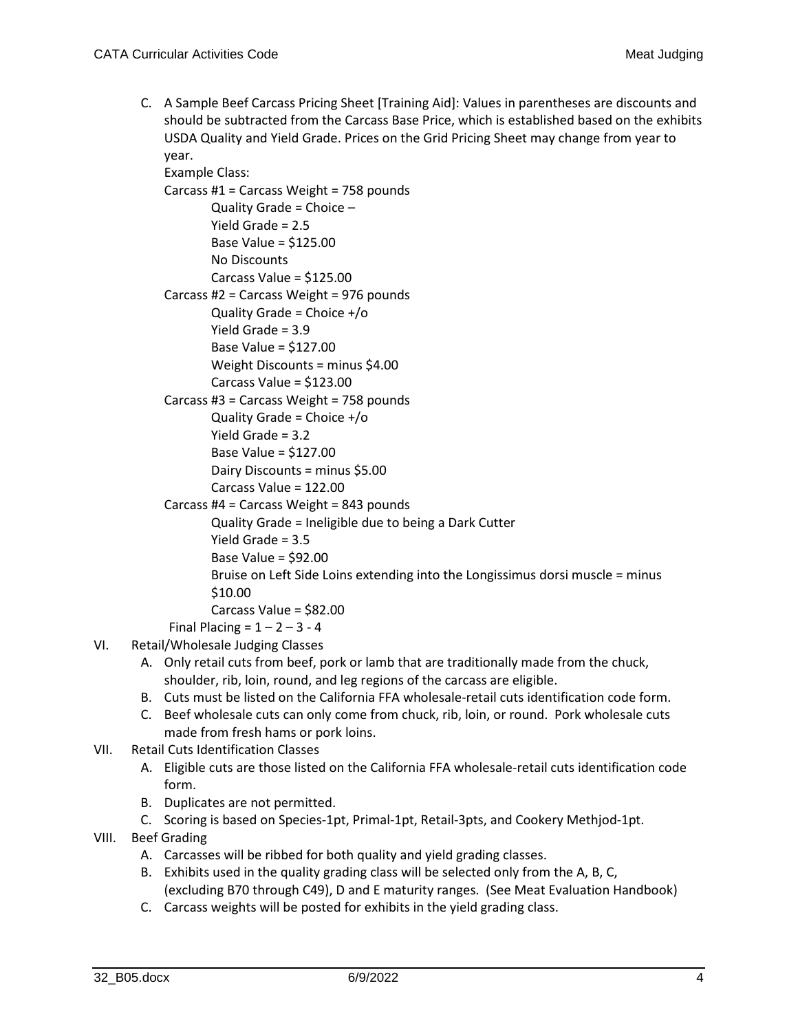C. A Sample Beef Carcass Pricing Sheet [Training Aid]: Values in parentheses are discounts and should be subtracted from the Carcass Base Price, which is established based on the exhibits USDA Quality and Yield Grade. Prices on the Grid Pricing Sheet may change from year to year.

   Example Class:

   Carcass #1 = Carcass Weight = 758 pounds
   - Quality Grade = Choice –
   - Yield Grade = 2.5
   - Base Value = $125.00
   - No Discounts
   - Carcass Value = $125.00

   Carcass #2 = Carcass Weight = 976 pounds
   - Quality Grade = Choice +/o
   - Yield Grade = 3.9
   - Base Value = $127.00
   - Weight Discounts = minus $4.00
   - Carcass Value = $123.00

   Carcass #3 = Carcass Weight = 758 pounds
   - Quality Grade = Choice +/o
   - Yield Grade = 3.2
   - Base Value = $127.00
   - Dairy Discounts = minus $5.00
   - Carcass Value = 122.00

   Carcass #4 = Carcass Weight = 843 pounds
   - Quality Grade = Ineligible due to being a Dark Cutter
   - Yield Grade = 3.5
   - Base Value = $92.00
   - Bruise on Left Side Loins extending into the Longissimus dorsi muscle = minus $10.00
   - Carcass Value = $82.00

   Final Placing = 1 – 2 – 3 - 4

VI. Retail/Wholesale Judging Classes

   A. Only retail cuts from beef, pork or lamb that are traditionally made from the chuck, shoulder, rib, loin, round, and leg regions of the carcass are eligible.
   B. Cuts must be listed on the California FFA wholesale-retail cuts identification code form.
   C. Beef wholesale cuts can only come from chuck, rib, loin, or round. Pork wholesale cuts made from fresh hams or pork loins.

VII. Retail Cuts Identification Classes

   A. Eligible cuts are those listed on the California FFA wholesale-retail cuts identification code form.
   B. Duplicates are not permitted.
   C. Scoring is based on Species-1pt, Primal-1pt, Retail-3pts, and Cookery Methjod-1pt.

VIII. Beef Grading

   A. Carcasses will be ribbed for both quality and yield grading classes.
   B. Exhibits used in the quality grading class will be selected only from the A, B, C, (excluding B70 through C49), D and E maturity ranges. (See Meat Evaluation Handbook)
   C. Carcass weights will be posted for exhibits in the yield grading class.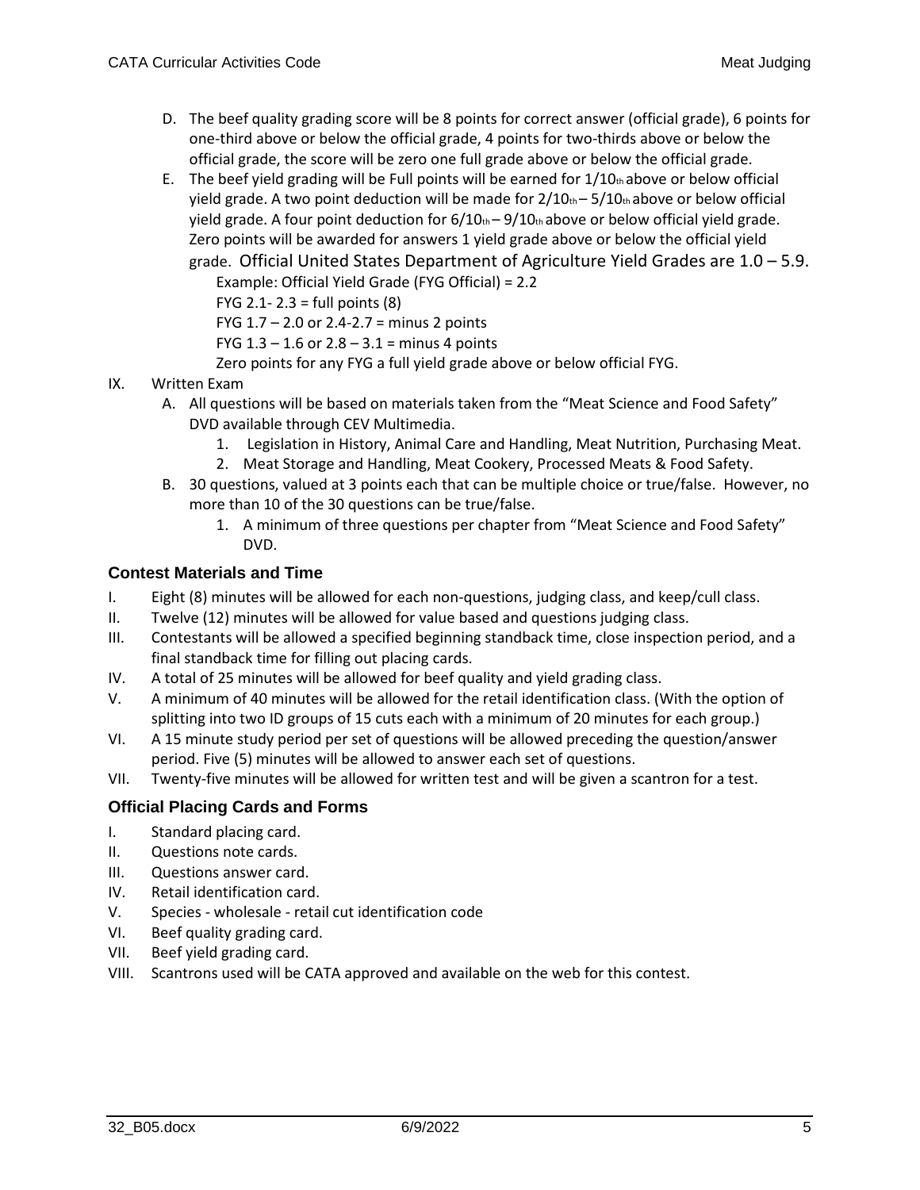D. The beef quality grading score will be 8 points for correct answer (official grade), 6 points for one-third above or below the official grade, 4 points for two-thirds above or below the official grade, the score will be zero one full grade above or below the official grade.

E. The beef yield grading will be Full points will be earned for 1/10th above or below official yield grade. A two point deduction will be made for 2/10th – 5/10th above or below official yield grade. A four point deduction for 6/10th – 9/10th above or below official yield grade. Zero points will be awarded for answers 1 yield grade above or below the official yield grade. Official United States Department of Agriculture Yield Grades are 1.0 – 5.9.

   Example: Official Yield Grade (FYG Official) = 2.2
   
   FYG 2.1- 2.3 = full points (8)
   
   FYG 1.7 – 2.0 or 2.4-2.7 = minus 2 points
   
   FYG 1.3 – 1.6 or 2.8 – 3.1 = minus 4 points
   
   Zero points for any FYG a full yield grade above or below official FYG.

IX. Written Exam

A. All questions will be based on materials taken from the "Meat Science and Food Safety" DVD available through CEV Multimedia.
   1. Legislation in History, Animal Care and Handling, Meat Nutrition, Purchasing Meat.
   2. Meat Storage and Handling, Meat Cookery, Processed Meats & Food Safety.

B. 30 questions, valued at 3 points each that can be multiple choice or true/false. However, no more than 10 of the 30 questions can be true/false.
   1. A minimum of three questions per chapter from "Meat Science and Food Safety" DVD.

## Contest Materials and Time

I. Eight (8) minutes will be allowed for each non-questions, judging class, and keep/cull class.

II. Twelve (12) minutes will be allowed for value based and questions judging class.

III. Contestants will be allowed a specified beginning standback time, close inspection period, and a final standback time for filling out placing cards.

IV. A total of 25 minutes will be allowed for beef quality and yield grading class.

V. A minimum of 40 minutes will be allowed for the retail identification class. (With the option of splitting into two ID groups of 15 cuts each with a minimum of 20 minutes for each group.)

VI. A 15 minute study period per set of questions will be allowed preceding the question/answer period. Five (5) minutes will be allowed to answer each set of questions.

VII. Twenty-five minutes will be allowed for written test and will be given a scantron for a test.

## Official Placing Cards and Forms

I. Standard placing card.

II. Questions note cards.

III. Questions answer card.

IV. Retail identification card.

V. Species - wholesale - retail cut identification code

VI. Beef quality grading card.

VII. Beef yield grading card.

VIII. Scantrons used will be CATA approved and available on the web for this contest.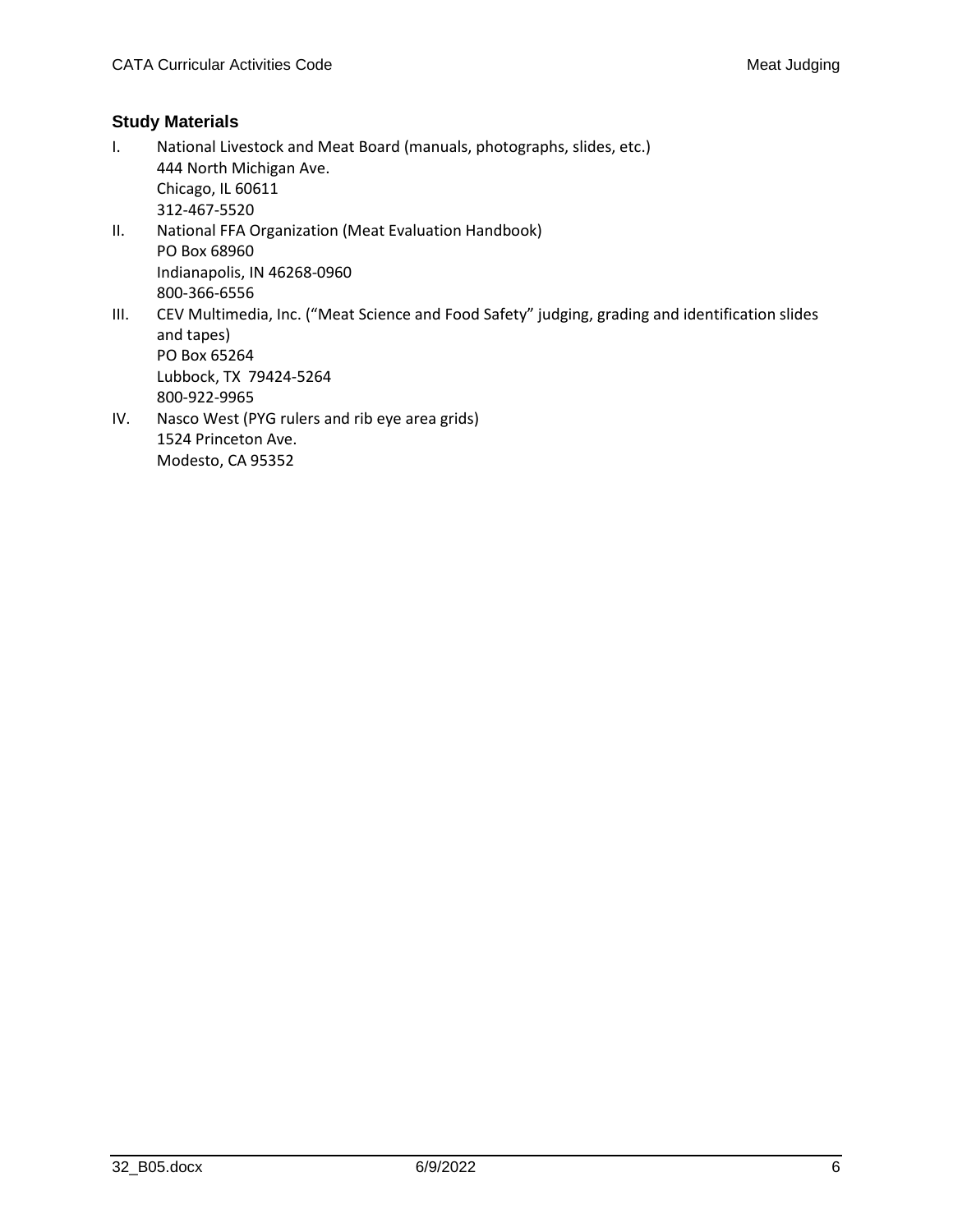## Study Materials

I. National Livestock and Meat Board (manuals, photographs, slides, etc.)
   444 North Michigan Ave.
   Chicago, IL 60611
   312-467-5520

II. National FFA Organization (Meat Evaluation Handbook)
   PO Box 68960
   Indianapolis, IN 46268-0960
   800-366-6556

III. CEV Multimedia, Inc. ("Meat Science and Food Safety" judging, grading and identification slides and tapes)
   PO Box 65264
   Lubbock, TX 79424-5264
   800-922-9965

IV. Nasco West (PYG rulers and rib eye area grids)
   1524 Princeton Ave.
   Modesto, CA 95352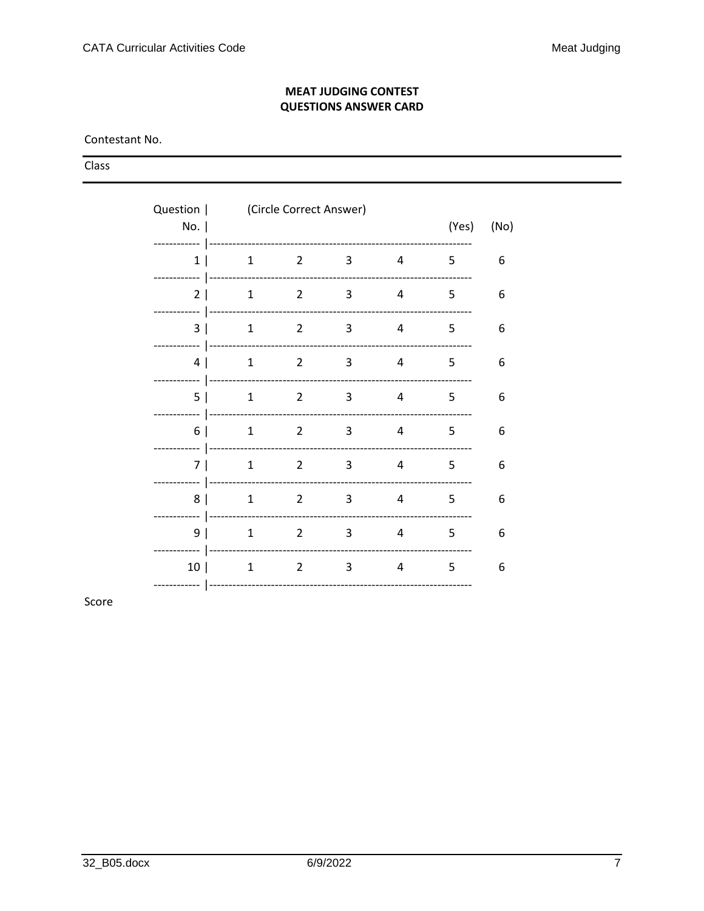**MEAT JUDGING CONTEST**
**QUESTIONS ANSWER CARD**

Contestant No.

---

Class

---

| Question No. | (Circle Correct Answer) | | | | (Yes) | (No) |
|---|---|---|---|---|---|---|
| 1 | 1 | 2 | 3 | 4 | 5 | 6 |
| 2 | 1 | 2 | 3 | 4 | 5 | 6 |
| 3 | 1 | 2 | 3 | 4 | 5 | 6 |
| 4 | 1 | 2 | 3 | 4 | 5 | 6 |
| 5 | 1 | 2 | 3 | 4 | 5 | 6 |
| 6 | 1 | 2 | 3 | 4 | 5 | 6 |
| 7 | 1 | 2 | 3 | 4 | 5 | 6 |
| 8 | 1 | 2 | 3 | 4 | 5 | 6 |
| 9 | 1 | 2 | 3 | 4 | 5 | 6 |
| 10 | 1 | 2 | 3 | 4 | 5 | 6 |

Score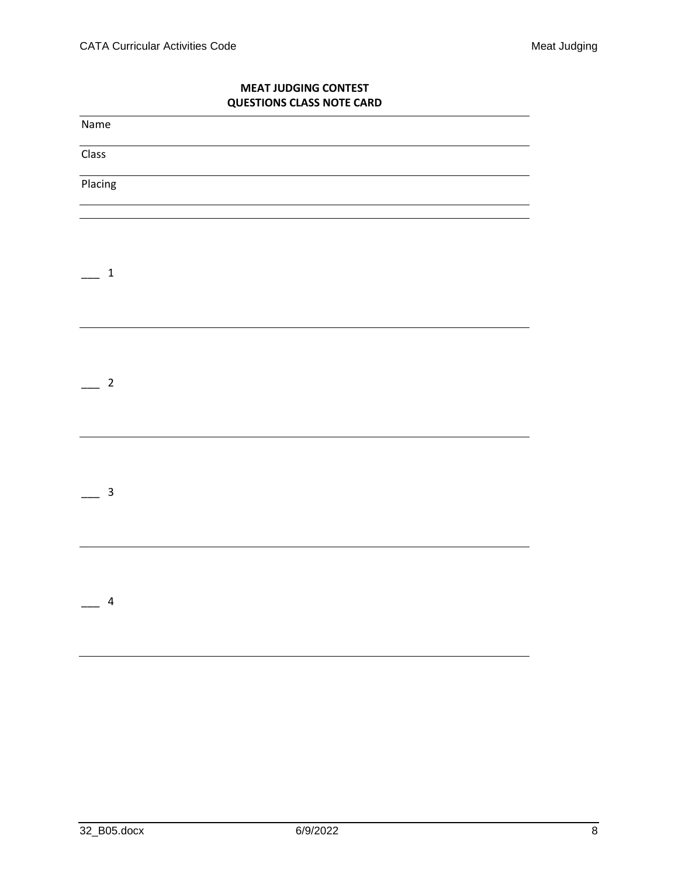**MEAT JUDGING CONTEST**
**QUESTIONS CLASS NOTE CARD**

Name

Class

Placing

___ 1

___ 2

___ 3

___ 4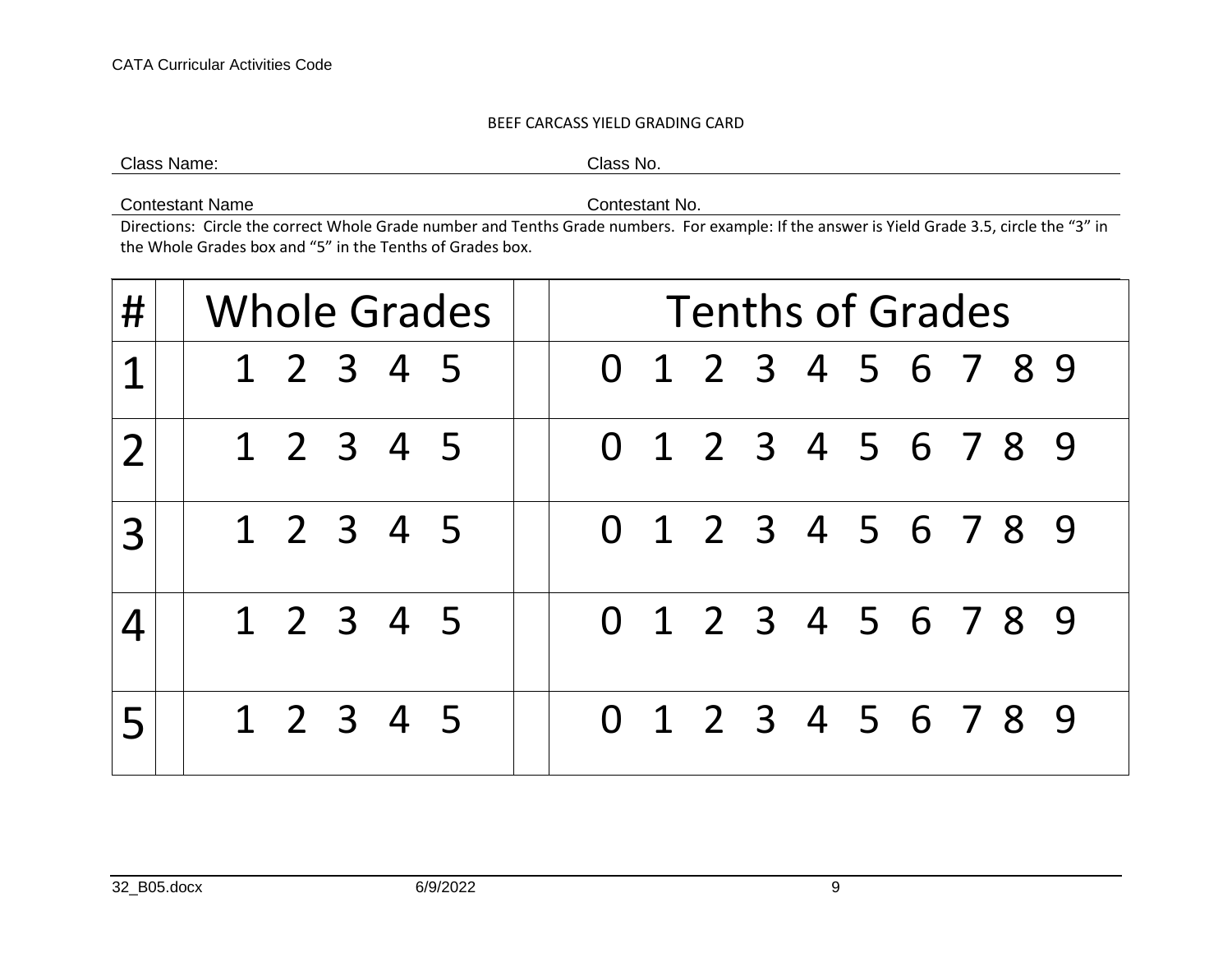BEEF CARCASS YIELD GRADING CARD

Class Name: ______________________ Class No. ______________________

Contestant Name ______________________ Contestant No. ______________________

Directions: Circle the correct Whole Grade number and Tenths Grade numbers. For example: If the answer is Yield Grade 3.5, circle the "3" in the Whole Grades box and "5" in the Tenths of Grades box.

| # | | Whole Grades | | Tenths of Grades |
|---|---|---|---|---|
| 1 | | 1 2 3 4 5 | | 0 1 2 3 4 5 6 7 8 9 |
| 2 | | 1 2 3 4 5 | | 0 1 2 3 4 5 6 7 8 9 |
| 3 | | 1 2 3 4 5 | | 0 1 2 3 4 5 6 7 8 9 |
| 4 | | 1 2 3 4 5 | | 0 1 2 3 4 5 6 7 8 9 |
| 5 | | 1 2 3 4 5 | | 0 1 2 3 4 5 6 7 8 9 |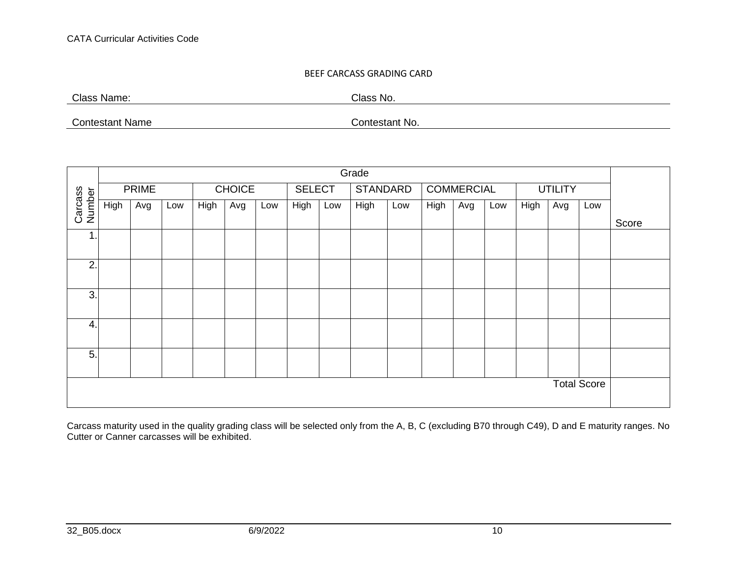BEEF CARCASS GRADING CARD

Class Name: ____________________ Class No. ____________________

Contestant Name ____________________ Contestant No. ____________________

| Carcass Number | Grade | | | | | | | | | | | | | | | | Score |
|---|---|---|---|---|---|---|---|---|---|---|---|---|---|---|---|---|---|
| | PRIME | | | CHOICE | | | SELECT | | STANDARD | | COMMERCIAL | | | UTILITY | | | |
| | High | Avg | Low | High | Avg | Low | High | Low | High | Low | High | Avg | Low | High | Avg | Low | |
| 1. | | | | | | | | | | | | | | | | | |
| 2. | | | | | | | | | | | | | | | | | |
| 3. | | | | | | | | | | | | | | | | | |
| 4. | | | | | | | | | | | | | | | | | |
| 5. | | | | | | | | | | | | | | | | | |
| | | | | | | | | | | | | | | | | Total Score | |

Carcass maturity used in the quality grading class will be selected only from the A, B, C (excluding B70 through C49), D and E maturity ranges. No Cutter or Canner carcasses will be exhibited.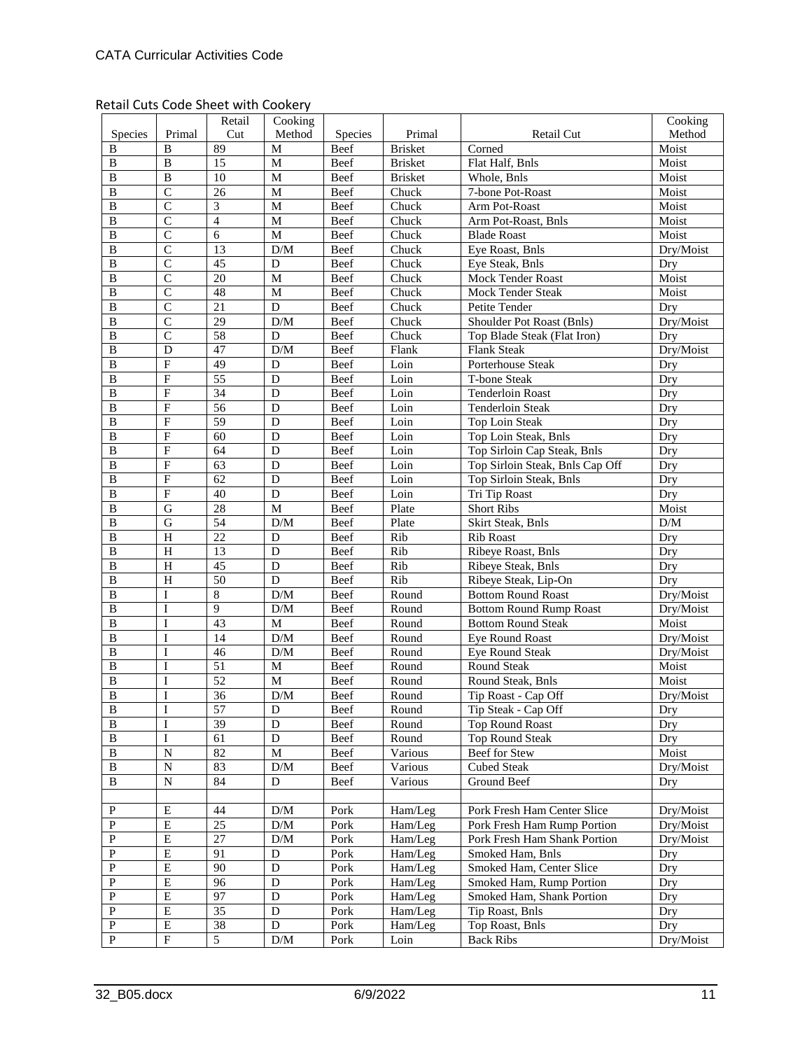Retail Cuts Code Sheet with Cookery

| Species | Primal | Retail Cut | Cooking Method | Species | Primal | Retail Cut | Cooking Method |
|---|---|---|---|---|---|---|---|
| B | B | 89 | M | Beef | Brisket | Corned | Moist |
| B | B | 15 | M | Beef | Brisket | Flat Half, Bnls | Moist |
| B | B | 10 | M | Beef | Brisket | Whole, Bnls | Moist |
| B | C | 26 | M | Beef | Chuck | 7-bone Pot-Roast | Moist |
| B | C | 3 | M | Beef | Chuck | Arm Pot-Roast | Moist |
| B | C | 4 | M | Beef | Chuck | Arm Pot-Roast, Bnls | Moist |
| B | C | 6 | M | Beef | Chuck | Blade Roast | Moist |
| B | C | 13 | D/M | Beef | Chuck | Eye Roast, Bnls | Dry/Moist |
| B | C | 45 | D | Beef | Chuck | Eye Steak, Bnls | Dry |
| B | C | 20 | M | Beef | Chuck | Mock Tender Roast | Moist |
| B | C | 48 | M | Beef | Chuck | Mock Tender Steak | Moist |
| B | C | 21 | D | Beef | Chuck | Petite Tender | Dry |
| B | C | 29 | D/M | Beef | Chuck | Shoulder Pot Roast (Bnls) | Dry/Moist |
| B | C | 58 | D | Beef | Chuck | Top Blade Steak (Flat Iron) | Dry |
| B | D | 47 | D/M | Beef | Flank | Flank Steak | Dry/Moist |
| B | F | 49 | D | Beef | Loin | Porterhouse Steak | Dry |
| B | F | 55 | D | Beef | Loin | T-bone Steak | Dry |
| B | F | 34 | D | Beef | Loin | Tenderloin Roast | Dry |
| B | F | 56 | D | Beef | Loin | Tenderloin Steak | Dry |
| B | F | 59 | D | Beef | Loin | Top Loin Steak | Dry |
| B | F | 60 | D | Beef | Loin | Top Loin Steak, Bnls | Dry |
| B | F | 64 | D | Beef | Loin | Top Sirloin Cap Steak, Bnls | Dry |
| B | F | 63 | D | Beef | Loin | Top Sirloin Steak, Bnls Cap Off | Dry |
| B | F | 62 | D | Beef | Loin | Top Sirloin Steak, Bnls | Dry |
| B | F | 40 | D | Beef | Loin | Tri Tip Roast | Dry |
| B | G | 28 | M | Beef | Plate | Short Ribs | Moist |
| B | G | 54 | D/M | Beef | Plate | Skirt Steak, Bnls | D/M |
| B | H | 22 | D | Beef | Rib | Rib Roast | Dry |
| B | H | 13 | D | Beef | Rib | Ribeye Roast, Bnls | Dry |
| B | H | 45 | D | Beef | Rib | Ribeye Steak, Bnls | Dry |
| B | H | 50 | D | Beef | Rib | Ribeye Steak, Lip-On | Dry |
| B | I | 8 | D/M | Beef | Round | Bottom Round Roast | Dry/Moist |
| B | I | 9 | D/M | Beef | Round | Bottom Round Rump Roast | Dry/Moist |
| B | I | 43 | M | Beef | Round | Bottom Round Steak | Moist |
| B | I | 14 | D/M | Beef | Round | Eye Round Roast | Dry/Moist |
| B | I | 46 | D/M | Beef | Round | Eye Round Steak | Dry/Moist |
| B | I | 51 | M | Beef | Round | Round Steak | Moist |
| B | I | 52 | M | Beef | Round | Round Steak, Bnls | Moist |
| B | I | 36 | D/M | Beef | Round | Tip Roast - Cap Off | Dry/Moist |
| B | I | 57 | D | Beef | Round | Tip Steak - Cap Off | Dry |
| B | I | 39 | D | Beef | Round | Top Round Roast | Dry |
| B | I | 61 | D | Beef | Round | Top Round Steak | Dry |
| B | N | 82 | M | Beef | Various | Beef for Stew | Moist |
| B | N | 83 | D/M | Beef | Various | Cubed Steak | Dry/Moist |
| B | N | 84 | D | Beef | Various | Ground Beef | Dry |
| | | | | | | | |
| P | E | 44 | D/M | Pork | Ham/Leg | Pork Fresh Ham Center Slice | Dry/Moist |
| P | E | 25 | D/M | Pork | Ham/Leg | Pork Fresh Ham Rump Portion | Dry/Moist |
| P | E | 27 | D/M | Pork | Ham/Leg | Pork Fresh Ham Shank Portion | Dry/Moist |
| P | E | 91 | D | Pork | Ham/Leg | Smoked Ham, Bnls | Dry |
| P | E | 90 | D | Pork | Ham/Leg | Smoked Ham, Center Slice | Dry |
| P | E | 96 | D | Pork | Ham/Leg | Smoked Ham, Rump Portion | Dry |
| P | E | 97 | D | Pork | Ham/Leg | Smoked Ham, Shank Portion | Dry |
| P | E | 35 | D | Pork | Ham/Leg | Tip Roast, Bnls | Dry |
| P | E | 38 | D | Pork | Ham/Leg | Top Roast, Bnls | Dry |
| P | F | 5 | D/M | Pork | Loin | Back Ribs | Dry/Moist |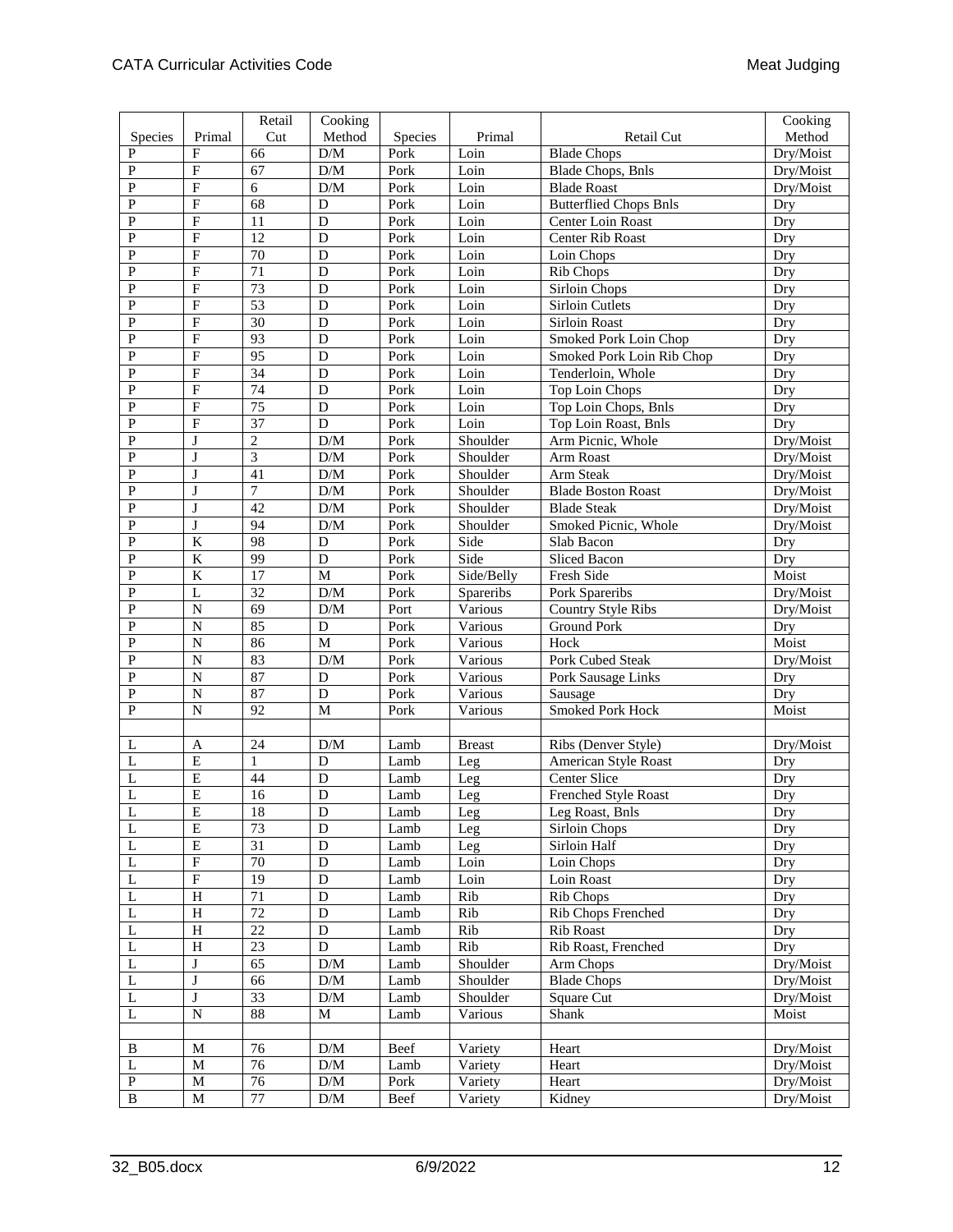| Species | Primal | Retail Cut | Cooking Method | Species | Primal | Retail Cut | Cooking Method |
|---|---|---|---|---|---|---|---|
| P | F | 66 | D/M | Pork | Loin | Blade Chops | Dry/Moist |
| P | F | 67 | D/M | Pork | Loin | Blade Chops, Bnls | Dry/Moist |
| P | F | 6 | D/M | Pork | Loin | Blade Roast | Dry/Moist |
| P | F | 68 | D | Pork | Loin | Butterflied Chops Bnls | Dry |
| P | F | 11 | D | Pork | Loin | Center Loin Roast | Dry |
| P | F | 12 | D | Pork | Loin | Center Rib Roast | Dry |
| P | F | 70 | D | Pork | Loin | Loin Chops | Dry |
| P | F | 71 | D | Pork | Loin | Rib Chops | Dry |
| P | F | 73 | D | Pork | Loin | Sirloin Chops | Dry |
| P | F | 53 | D | Pork | Loin | Sirloin Cutlets | Dry |
| P | F | 30 | D | Pork | Loin | Sirloin Roast | Dry |
| P | F | 93 | D | Pork | Loin | Smoked Pork Loin Chop | Dry |
| P | F | 95 | D | Pork | Loin | Smoked Pork Loin Rib Chop | Dry |
| P | F | 34 | D | Pork | Loin | Tenderloin, Whole | Dry |
| P | F | 74 | D | Pork | Loin | Top Loin Chops | Dry |
| P | F | 75 | D | Pork | Loin | Top Loin Chops, Bnls | Dry |
| P | F | 37 | D | Pork | Loin | Top Loin Roast, Bnls | Dry |
| P | J | 2 | D/M | Pork | Shoulder | Arm Picnic, Whole | Dry/Moist |
| P | J | 3 | D/M | Pork | Shoulder | Arm Roast | Dry/Moist |
| P | J | 41 | D/M | Pork | Shoulder | Arm Steak | Dry/Moist |
| P | J | 7 | D/M | Pork | Shoulder | Blade Boston Roast | Dry/Moist |
| P | J | 42 | D/M | Pork | Shoulder | Blade Steak | Dry/Moist |
| P | J | 94 | D/M | Pork | Shoulder | Smoked Picnic, Whole | Dry/Moist |
| P | K | 98 | D | Pork | Side | Slab Bacon | Dry |
| P | K | 99 | D | Pork | Side | Sliced Bacon | Dry |
| P | K | 17 | M | Pork | Side/Belly | Fresh Side | Moist |
| P | L | 32 | D/M | Pork | Spareribs | Pork Spareribs | Dry/Moist |
| P | N | 69 | D/M | Port | Various | Country Style Ribs | Dry/Moist |
| P | N | 85 | D | Pork | Various | Ground Pork | Dry |
| P | N | 86 | M | Pork | Various | Hock | Moist |
| P | N | 83 | D/M | Pork | Various | Pork Cubed Steak | Dry/Moist |
| P | N | 87 | D | Pork | Various | Pork Sausage Links | Dry |
| P | N | 87 | D | Pork | Various | Sausage | Dry |
| P | N | 92 | M | Pork | Various | Smoked Pork Hock | Moist |
| | | | | | | | |
| L | A | 24 | D/M | Lamb | Breast | Ribs (Denver Style) | Dry/Moist |
| L | E | 1 | D | Lamb | Leg | American Style Roast | Dry |
| L | E | 44 | D | Lamb | Leg | Center Slice | Dry |
| L | E | 16 | D | Lamb | Leg | Frenched Style Roast | Dry |
| L | E | 18 | D | Lamb | Leg | Leg Roast, Bnls | Dry |
| L | E | 73 | D | Lamb | Leg | Sirloin Chops | Dry |
| L | E | 31 | D | Lamb | Leg | Sirloin Half | Dry |
| L | F | 70 | D | Lamb | Loin | Loin Chops | Dry |
| L | F | 19 | D | Lamb | Loin | Loin Roast | Dry |
| L | H | 71 | D | Lamb | Rib | Rib Chops | Dry |
| L | H | 72 | D | Lamb | Rib | Rib Chops Frenched | Dry |
| L | H | 22 | D | Lamb | Rib | Rib Roast | Dry |
| L | H | 23 | D | Lamb | Rib | Rib Roast, Frenched | Dry |
| L | J | 65 | D/M | Lamb | Shoulder | Arm Chops | Dry/Moist |
| L | J | 66 | D/M | Lamb | Shoulder | Blade Chops | Dry/Moist |
| L | J | 33 | D/M | Lamb | Shoulder | Square Cut | Dry/Moist |
| L | N | 88 | M | Lamb | Various | Shank | Moist |
| | | | | | | | |
| B | M | 76 | D/M | Beef | Variety | Heart | Dry/Moist |
| L | M | 76 | D/M | Lamb | Variety | Heart | Dry/Moist |
| P | M | 76 | D/M | Pork | Variety | Heart | Dry/Moist |
| B | M | 77 | D/M | Beef | Variety | Kidney | Dry/Moist |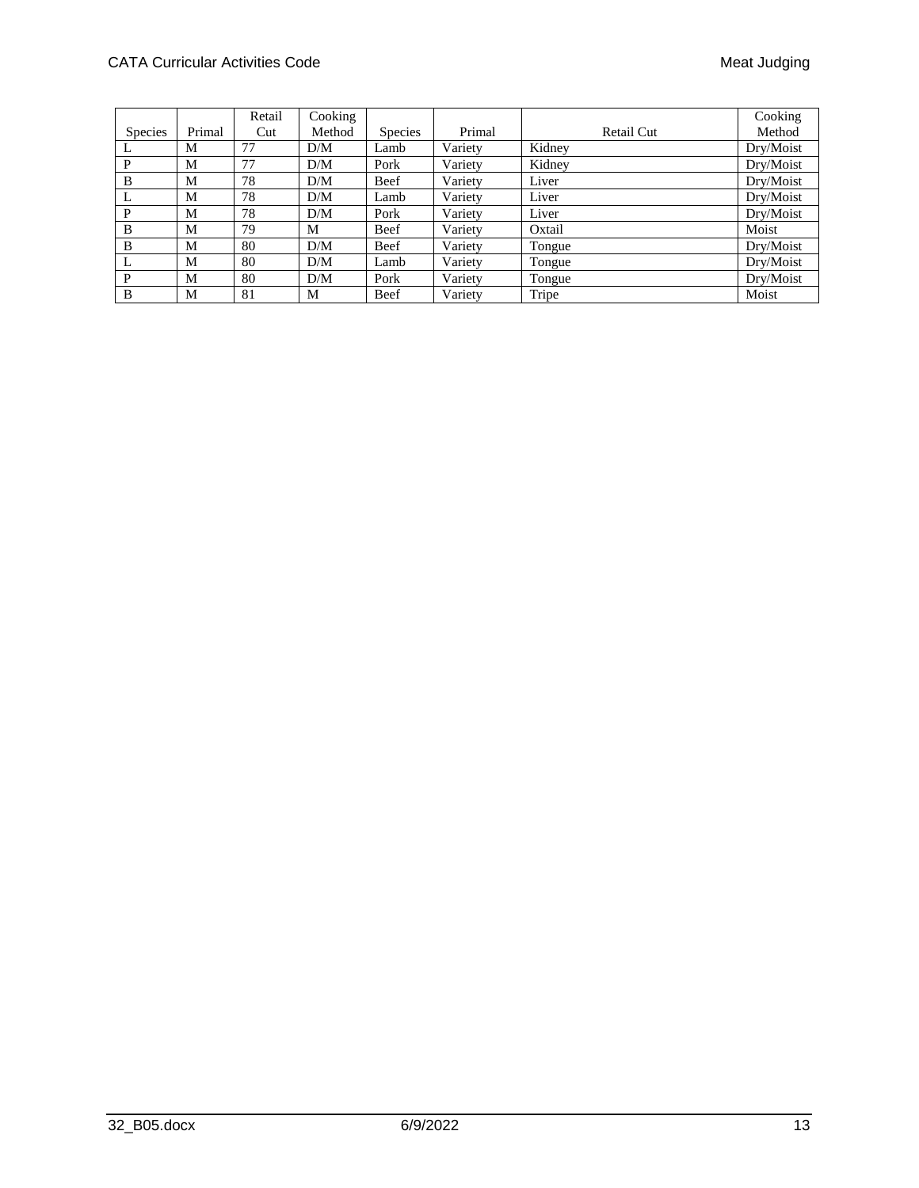| Species | Primal | Retail Cut | Cooking Method | Species | Primal | Retail Cut | Cooking Method |
|---|---|---|---|---|---|---|---|
| L | M | 77 | D/M | Lamb | Variety | Kidney | Dry/Moist |
| P | M | 77 | D/M | Pork | Variety | Kidney | Dry/Moist |
| B | M | 78 | D/M | Beef | Variety | Liver | Dry/Moist |
| L | M | 78 | D/M | Lamb | Variety | Liver | Dry/Moist |
| P | M | 78 | D/M | Pork | Variety | Liver | Dry/Moist |
| B | M | 79 | M | Beef | Variety | Oxtail | Moist |
| B | M | 80 | D/M | Beef | Variety | Tongue | Dry/Moist |
| L | M | 80 | D/M | Lamb | Variety | Tongue | Dry/Moist |
| P | M | 80 | D/M | Pork | Variety | Tongue | Dry/Moist |
| B | M | 81 | M | Beef | Variety | Tripe | Moist |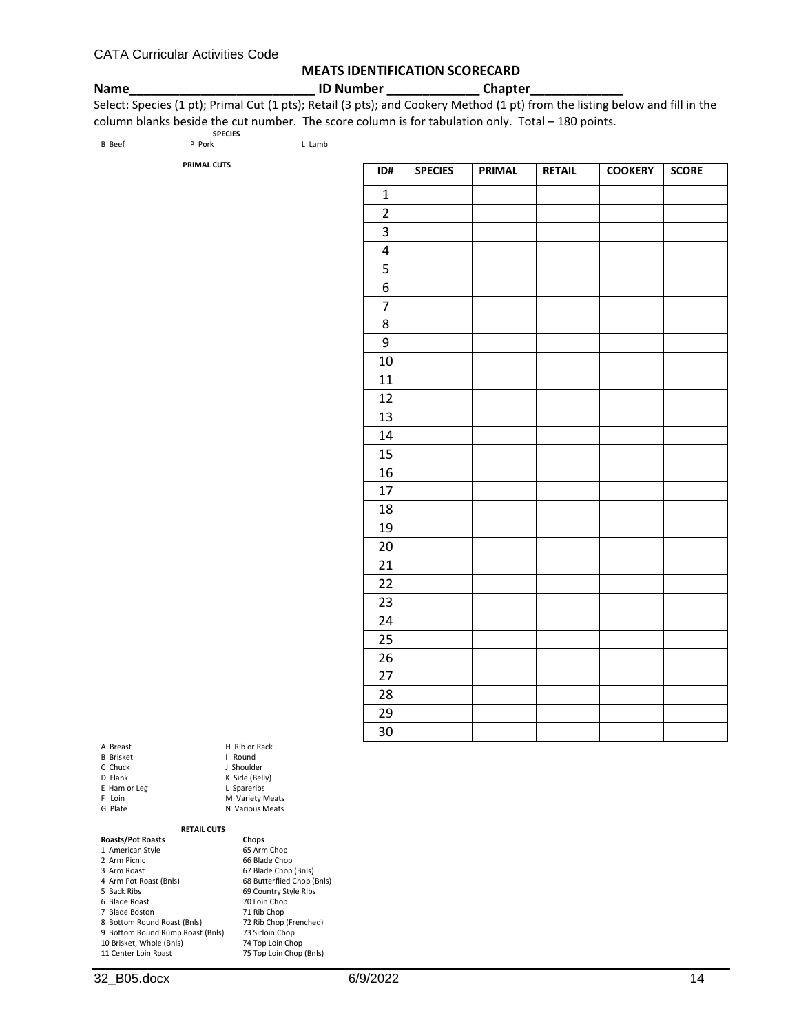# MEATS IDENTIFICATION SCORECARD

**Name\_\_\_\_\_\_\_\_\_\_\_\_\_\_\_\_\_\_\_\_\_\_\_\_\_\_ ID Number \_\_\_\_\_\_\_\_\_\_\_\_\_ Chapter\_\_\_\_\_\_\_\_\_\_\_\_\_**

Select: Species (1 pt); Primal Cut (1 pts); Retail (3 pts); and Cookery Method (1 pt) from the listing below and fill in the column blanks beside the cut number. The score column is for tabulation only. Total – 180 points.

**SPECIES**

B Beef  P Pork  L Lamb

**PRIMAL CUTS**

| ID# | SPECIES | PRIMAL | RETAIL | COOKERY | SCORE |
|---|---|---|---|---|---|
| 1 | | | | | |
| 2 | | | | | |
| 3 | | | | | |
| 4 | | | | | |
| 5 | | | | | |
| 6 | | | | | |
| 7 | | | | | |
| 8 | | | | | |
| 9 | | | | | |
| 10 | | | | | |
| 11 | | | | | |
| 12 | | | | | |
| 13 | | | | | |
| 14 | | | | | |
| 15 | | | | | |
| 16 | | | | | |
| 17 | | | | | |
| 18 | | | | | |
| 19 | | | | | |
| 20 | | | | | |
| 21 | | | | | |
| 22 | | | | | |
| 23 | | | | | |
| 24 | | | | | |
| 25 | | | | | |
| 26 | | | | | |
| 27 | | | | | |
| 28 | | | | | |
| 29 | | | | | |
| 30 | | | | | |

A Breast
B Brisket
C Chuck
D Flank
E Ham or Leg
F Loin
G Plate
H Rib or Rack
I Round
J Shoulder
K Side (Belly)
L Spareribs
M Variety Meats
N Various Meats

**RETAIL CUTS**

| Roasts/Pot Roasts | Chops |
|---|---|
| 1 American Style | 65 Arm Chop |
| 2 Arm Picnic | 66 Blade Chop |
| 3 Arm Roast | 67 Blade Chop (Bnls) |
| 4 Arm Pot Roast (Bnls) | 68 Butterflied Chop (Bnls) |
| 5 Back Ribs | 69 Country Style Ribs |
| 6 Blade Roast | 70 Loin Chop |
| 7 Blade Boston | 71 Rib Chop |
| 8 Bottom Round Roast (Bnls) | 72 Rib Chop (Frenched) |
| 9 Bottom Round Rump Roast (Bnls) | 73 Sirloin Chop |
| 10 Brisket, Whole (Bnls) | 74 Top Loin Chop |
| 11 Center Loin Roast | 75 Top Loin Chop (Bnls) |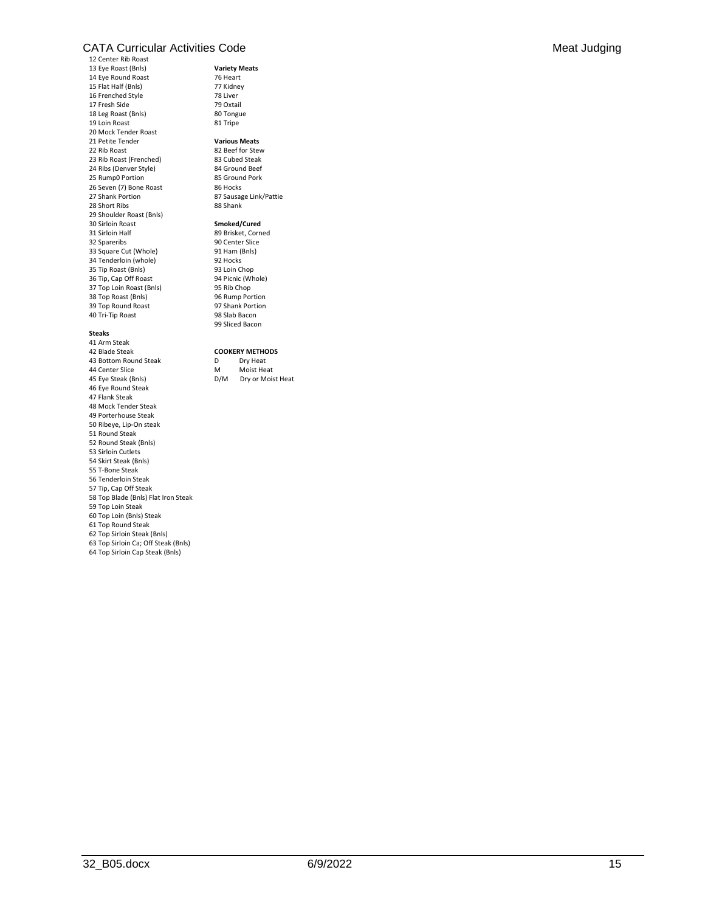12 Center Rib Roast
13 Eye Roast (Bnls)
14 Eye Round Roast
15 Flat Half (Bnls)
16 Frenched Style
17 Fresh Side
18 Leg Roast (Bnls)
19 Loin Roast
20 Mock Tender Roast
21 Petite Tender
22 Rib Roast
23 Rib Roast (Frenched)
24 Ribs (Denver Style)
25 Rump0 Portion
26 Seven (7) Bone Roast
27 Shank Portion
28 Short Ribs
29 Shoulder Roast (Bnls)
30 Sirloin Roast
31 Sirloin Half
32 Spareribs
33 Square Cut (Whole)
34 Tenderloin (whole)
35 Tip Roast (Bnls)
36 Tip, Cap Off Roast
37 Top Loin Roast (Bnls)
38 Top Roast (Bnls)
39 Top Round Roast
40 Tri-Tip Roast

**Steaks**

41 Arm Steak
42 Blade Steak
43 Bottom Round Steak
44 Center Slice
45 Eye Steak (Bnls)
46 Eye Round Steak
47 Flank Steak
48 Mock Tender Steak
49 Porterhouse Steak
50 Ribeye, Lip-On steak
51 Round Steak
52 Round Steak (Bnls)
53 Sirloin Cutlets
54 Skirt Steak (Bnls)
55 T-Bone Steak
56 Tenderloin Steak
57 Tip, Cap Off Steak
58 Top Blade (Bnls) Flat Iron Steak
59 Top Loin Steak
60 Top Loin (Bnls) Steak
61 Top Round Steak
62 Top Sirloin Steak (Bnls)
63 Top Sirloin Ca; Off Steak (Bnls)
64 Top Sirloin Cap Steak (Bnls)

**Variety Meats**

76 Heart
77 Kidney
78 Liver
79 Oxtail
80 Tongue
81 Tripe

**Various Meats**

82 Beef for Stew
83 Cubed Steak
84 Ground Beef
85 Ground Pork
86 Hocks
87 Sausage Link/Pattie
88 Shank

**Smoked/Cured**

89 Brisket, Corned
90 Center Slice
91 Ham (Bnls)
92 Hocks
93 Loin Chop
94 Picnic (Whole)
95 Rib Chop
96 Rump Portion
97 Shank Portion
98 Slab Bacon
99 Sliced Bacon

**COOKERY METHODS**

| | |
|---|---|
| D | Dry Heat |
| M | Moist Heat |
| D/M | Dry or Moist Heat |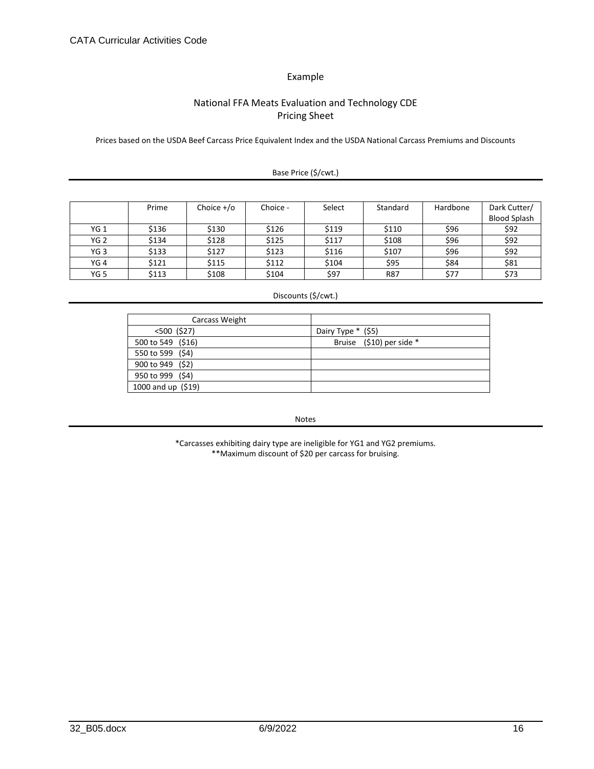## Example

### National FFA Meats Evaluation and Technology CDE
### Pricing Sheet

Prices based on the USDA Beef Carcass Price Equivalent Index and the USDA National Carcass Premiums and Discounts

Base Price ($/cwt.)

| | Prime | Choice +/o | Choice - | Select | Standard | Hardbone | Dark Cutter/ Blood Splash |
|---|---|---|---|---|---|---|---|
| YG 1 | $136 | $130 | $126 | $119 | $110 | $96 | $92 |
| YG 2 | $134 | $128 | $125 | $117 | $108 | $96 | $92 |
| YG 3 | $133 | $127 | $123 | $116 | $107 | $96 | $92 |
| YG 4 | $121 | $115 | $112 | $104 | $95 | $84 | $81 |
| YG 5 | $113 | $108 | $104 | $97 | R87 | $77 | $73 |

Discounts ($/cwt.)

| Carcass Weight | |
|---|---|
| <500 ($27) | Dairy Type * ($5) |
| 500 to 549 ($16) | Bruise ($10) per side * |
| 550 to 599 ($4) | |
| 900 to 949 ($2) | |
| 950 to 999 ($4) | |
| 1000 and up ($19) | |

Notes

*Carcasses exhibiting dairy type are ineligible for YG1 and YG2 premiums.
**Maximum discount of $20 per carcass for bruising.